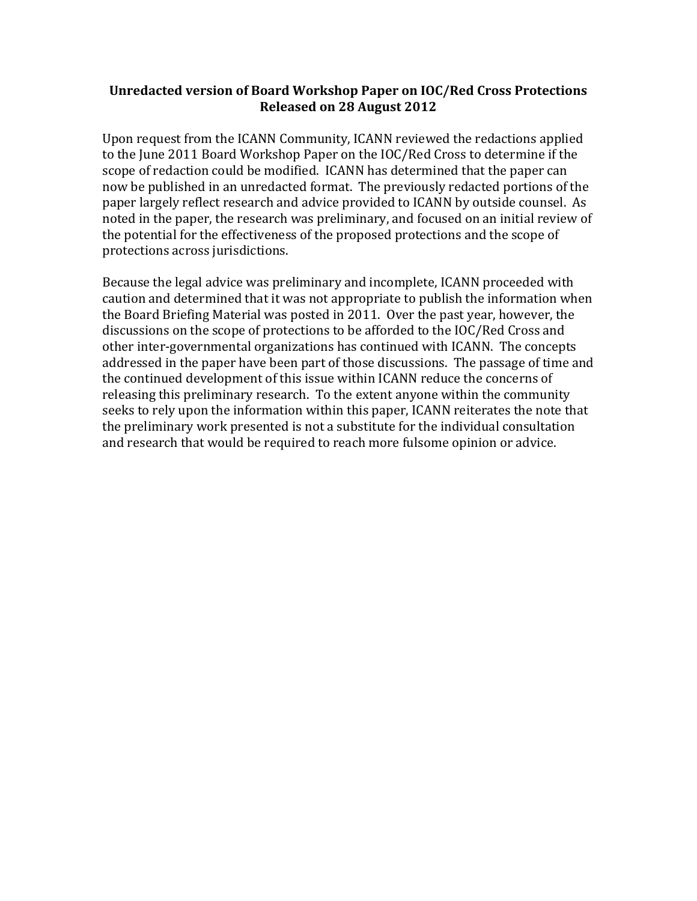**Unredacted version of Board Workshop Paper on IOC/Red Cross Protections Released on 28 August 2012**

Upon request from the ICANN Community, ICANN reviewed the redactions applied to the June 2011 Board Workshop Paper on the IOC/Red Cross to determine if the scope of redaction could be modified. ICANN has determined that the paper can now be published in an unredacted format. The previously redacted portions of the paper largely reflect research and advice provided to ICANN by outside counsel. As noted in the paper, the research was preliminary, and focused on an initial review of the potential for the effectiveness of the proposed protections and the scope of protections across jurisdictions.

Because the legal advice was preliminary and incomplete, ICANN proceeded with caution and determined that it was not appropriate to publish the information when the Board Briefing Material was posted in 2011. Over the past year, however, the discussions on the scope of protections to be afforded to the IOC/Red Cross and other inter-governmental organizations has continued with ICANN. The concepts addressed in the paper have been part of those discussions. The passage of time and the continued development of this issue within ICANN reduce the concerns of releasing this preliminary research. To the extent anyone within the community seeks to rely upon the information within this paper, ICANN reiterates the note that the preliminary work presented is not a substitute for the individual consultation and research that would be required to reach more fulsome opinion or advice.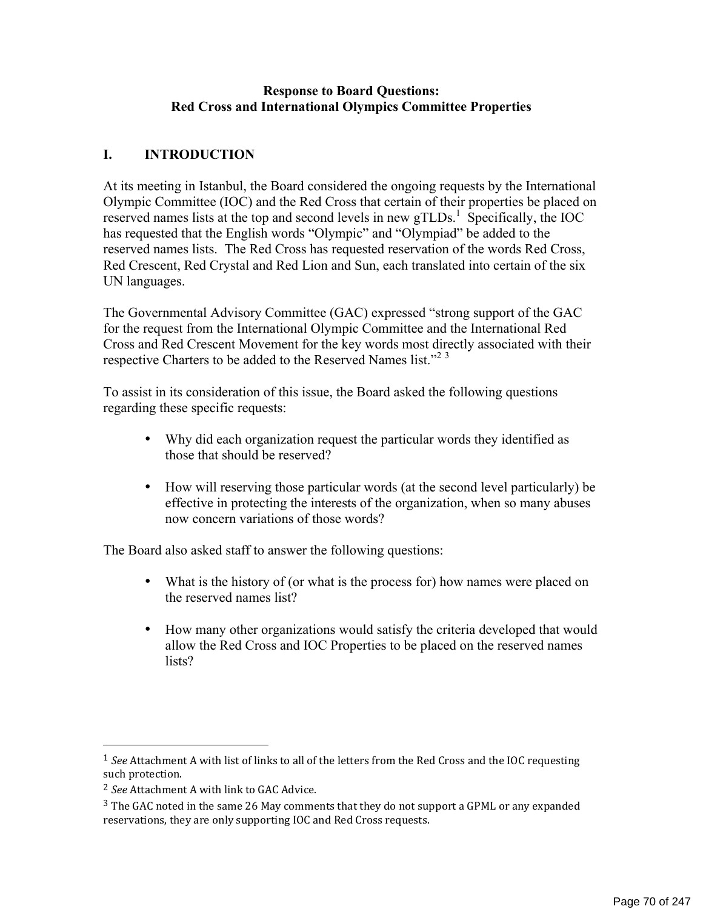**Response to Board Questions:**
**Red Cross and International Olympics Committee Properties**

## I. INTRODUCTION

At its meeting in Istanbul, the Board considered the ongoing requests by the International Olympic Committee (IOC) and the Red Cross that certain of their properties be placed on reserved names lists at the top and second levels in new gTLDs.[1] Specifically, the IOC has requested that the English words "Olympic" and "Olympiad" be added to the reserved names lists. The Red Cross has requested reservation of the words Red Cross, Red Crescent, Red Crystal and Red Lion and Sun, each translated into certain of the six UN languages.

The Governmental Advisory Committee (GAC) expressed "strong support of the GAC for the request from the International Olympic Committee and the International Red Cross and Red Crescent Movement for the key words most directly associated with their respective Charters to be added to the Reserved Names list."[2] [3]

To assist in its consideration of this issue, the Board asked the following questions regarding these specific requests:

- Why did each organization request the particular words they identified as those that should be reserved?
- How will reserving those particular words (at the second level particularly) be effective in protecting the interests of the organization, when so many abuses now concern variations of those words?

The Board also asked staff to answer the following questions:

- What is the history of (or what is the process for) how names were placed on the reserved names list?
- How many other organizations would satisfy the criteria developed that would allow the Red Cross and IOC Properties to be placed on the reserved names lists?

---

[1] *See* Attachment A with list of links to all of the letters from the Red Cross and the IOC requesting such protection.

[2] *See* Attachment A with link to GAC Advice.

[3] The GAC noted in the same 26 May comments that they do not support a GPML or any expanded reservations, they are only supporting IOC and Red Cross requests.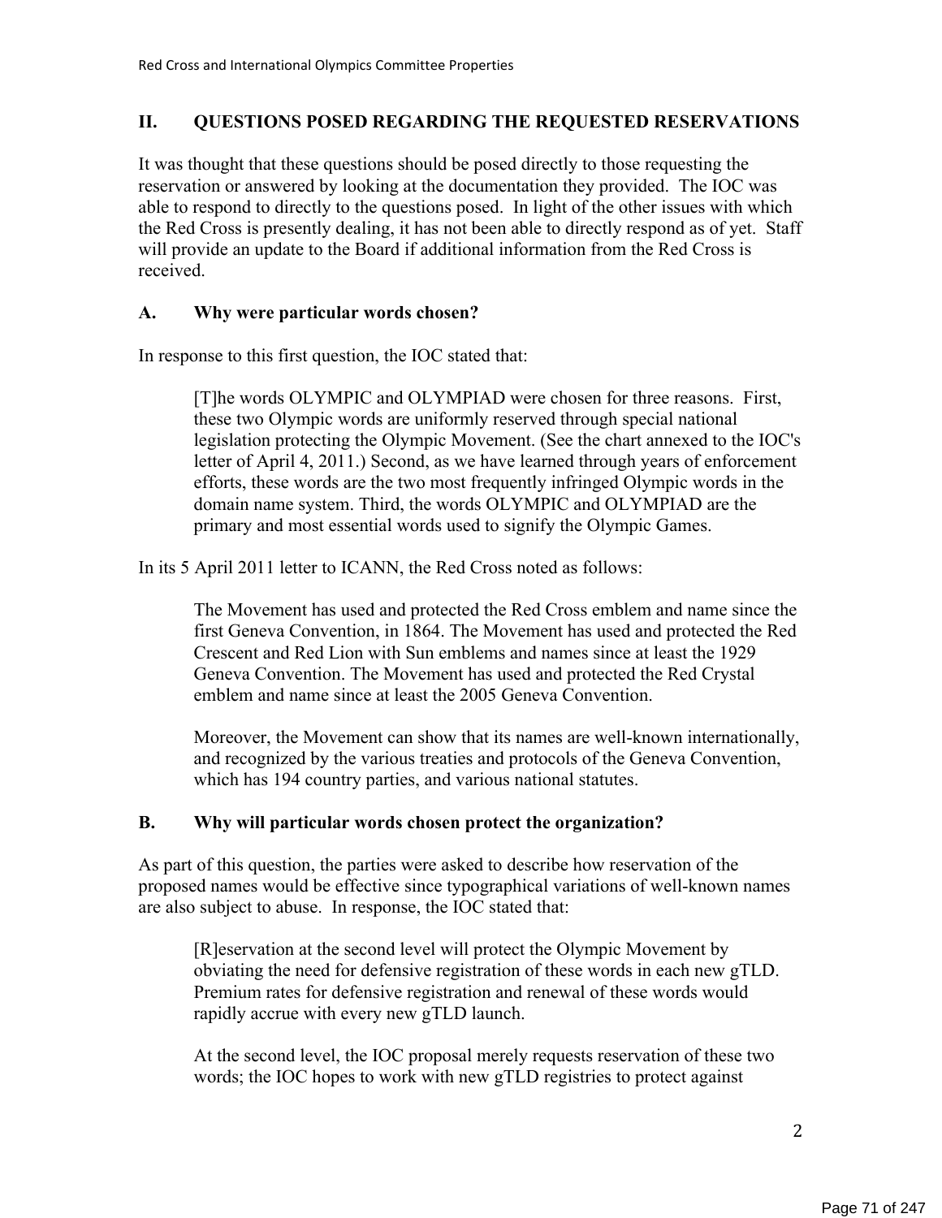## II. QUESTIONS POSED REGARDING THE REQUESTED RESERVATIONS

It was thought that these questions should be posed directly to those requesting the reservation or answered by looking at the documentation they provided. The IOC was able to respond to directly to the questions posed. In light of the other issues with which the Red Cross is presently dealing, it has not been able to directly respond as of yet. Staff will provide an update to the Board if additional information from the Red Cross is received.

### A. Why were particular words chosen?

In response to this first question, the IOC stated that:

> [T]he words OLYMPIC and OLYMPIAD were chosen for three reasons. First, these two Olympic words are uniformly reserved through special national legislation protecting the Olympic Movement. (See the chart annexed to the IOC's letter of April 4, 2011.) Second, as we have learned through years of enforcement efforts, these words are the two most frequently infringed Olympic words in the domain name system. Third, the words OLYMPIC and OLYMPIAD are the primary and most essential words used to signify the Olympic Games.

In its 5 April 2011 letter to ICANN, the Red Cross noted as follows:

> The Movement has used and protected the Red Cross emblem and name since the first Geneva Convention, in 1864. The Movement has used and protected the Red Crescent and Red Lion with Sun emblems and names since at least the 1929 Geneva Convention. The Movement has used and protected the Red Crystal emblem and name since at least the 2005 Geneva Convention.
>
> Moreover, the Movement can show that its names are well-known internationally, and recognized by the various treaties and protocols of the Geneva Convention, which has 194 country parties, and various national statutes.

### B. Why will particular words chosen protect the organization?

As part of this question, the parties were asked to describe how reservation of the proposed names would be effective since typographical variations of well-known names are also subject to abuse. In response, the IOC stated that:

> [R]eservation at the second level will protect the Olympic Movement by obviating the need for defensive registration of these words in each new gTLD. Premium rates for defensive registration and renewal of these words would rapidly accrue with every new gTLD launch.
>
> At the second level, the IOC proposal merely requests reservation of these two words; the IOC hopes to work with new gTLD registries to protect against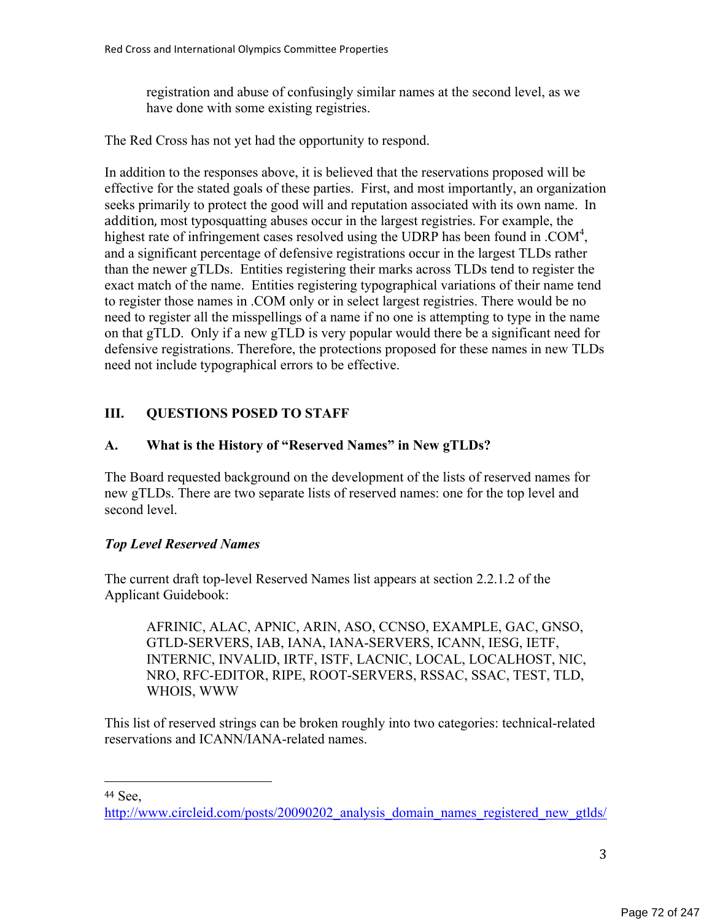registration and abuse of confusingly similar names at the second level, as we have done with some existing registries.

The Red Cross has not yet had the opportunity to respond.

In addition to the responses above, it is believed that the reservations proposed will be effective for the stated goals of these parties. First, and most importantly, an organization seeks primarily to protect the good will and reputation associated with its own name. In addition, most typosquatting abuses occur in the largest registries. For example, the highest rate of infringement cases resolved using the UDRP has been found in .COM[4], and a significant percentage of defensive registrations occur in the largest TLDs rather than the newer gTLDs. Entities registering their marks across TLDs tend to register the exact match of the name. Entities registering typographical variations of their name tend to register those names in .COM only or in select largest registries. There would be no need to register all the misspellings of a name if no one is attempting to type in the name on that gTLD. Only if a new gTLD is very popular would there be a significant need for defensive registrations. Therefore, the protections proposed for these names in new TLDs need not include typographical errors to be effective.

## III. QUESTIONS POSED TO STAFF

### A. What is the History of "Reserved Names" in New gTLDs?

The Board requested background on the development of the lists of reserved names for new gTLDs. There are two separate lists of reserved names: one for the top level and second level.

***Top Level Reserved Names***

The current draft top-level Reserved Names list appears at section 2.2.1.2 of the Applicant Guidebook:

> AFRINIC, ALAC, APNIC, ARIN, ASO, CCNSO, EXAMPLE, GAC, GNSO, GTLD-SERVERS, IAB, IANA, IANA-SERVERS, ICANN, IESG, IETF, INTERNIC, INVALID, IRTF, ISTF, LACNIC, LOCAL, LOCALHOST, NIC, NRO, RFC-EDITOR, RIPE, ROOT-SERVERS, RSSAC, SSAC, TEST, TLD, WHOIS, WWW

This list of reserved strings can be broken roughly into two categories: technical-related reservations and ICANN/IANA-related names.

---

[44] See, http://www.circleid.com/posts/20090202_analysis_domain_names_registered_new_gtlds/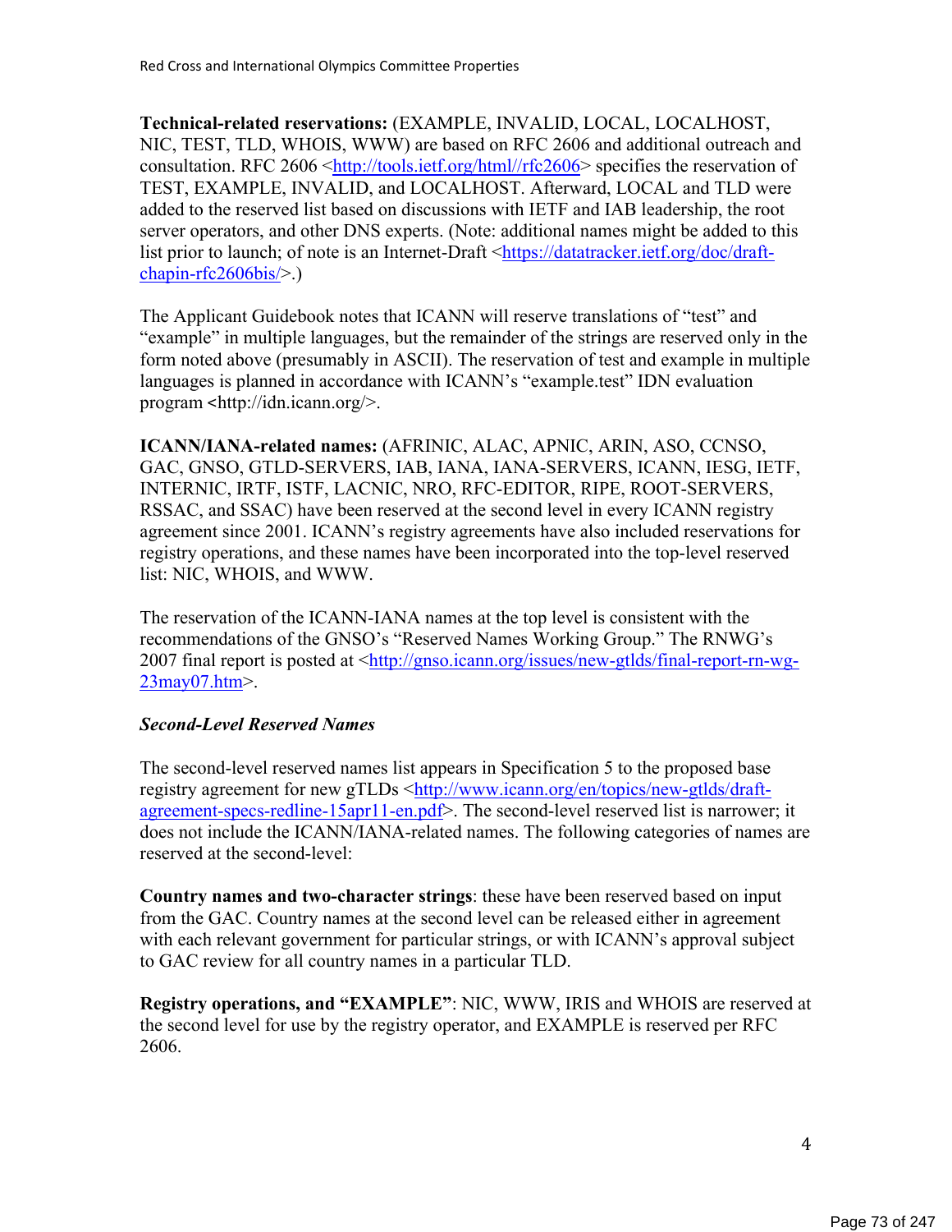**Technical-related reservations:** (EXAMPLE, INVALID, LOCAL, LOCALHOST, NIC, TEST, TLD, WHOIS, WWW) are based on RFC 2606 and additional outreach and consultation. RFC 2606 <http://tools.ietf.org/html//rfc2606> specifies the reservation of TEST, EXAMPLE, INVALID, and LOCALHOST. Afterward, LOCAL and TLD were added to the reserved list based on discussions with IETF and IAB leadership, the root server operators, and other DNS experts. (Note: additional names might be added to this list prior to launch; of note is an Internet-Draft <https://datatracker.ietf.org/doc/draft-chapin-rfc2606bis/>.)

The Applicant Guidebook notes that ICANN will reserve translations of "test" and "example" in multiple languages, but the remainder of the strings are reserved only in the form noted above (presumably in ASCII). The reservation of test and example in multiple languages is planned in accordance with ICANN's "example.test" IDN evaluation program <http://idn.icann.org/>.

**ICANN/IANA-related names:** (AFRINIC, ALAC, APNIC, ARIN, ASO, CCNSO, GAC, GNSO, GTLD-SERVERS, IAB, IANA, IANA-SERVERS, ICANN, IESG, IETF, INTERNIC, IRTF, ISTF, LACNIC, NRO, RFC-EDITOR, RIPE, ROOT-SERVERS, RSSAC, and SSAC) have been reserved at the second level in every ICANN registry agreement since 2001. ICANN's registry agreements have also included reservations for registry operations, and these names have been incorporated into the top-level reserved list: NIC, WHOIS, and WWW.

The reservation of the ICANN-IANA names at the top level is consistent with the recommendations of the GNSO's "Reserved Names Working Group." The RNWG's 2007 final report is posted at <http://gnso.icann.org/issues/new-gtlds/final-report-rn-wg-23may07.htm>.

***Second-Level Reserved Names***

The second-level reserved names list appears in Specification 5 to the proposed base registry agreement for new gTLDs <http://www.icann.org/en/topics/new-gtlds/draft-agreement-specs-redline-15apr11-en.pdf>. The second-level reserved list is narrower; it does not include the ICANN/IANA-related names. The following categories of names are reserved at the second-level:

**Country names and two-character strings**: these have been reserved based on input from the GAC. Country names at the second level can be released either in agreement with each relevant government for particular strings, or with ICANN's approval subject to GAC review for all country names in a particular TLD.

**Registry operations, and "EXAMPLE"**: NIC, WWW, IRIS and WHOIS are reserved at the second level for use by the registry operator, and EXAMPLE is reserved per RFC 2606.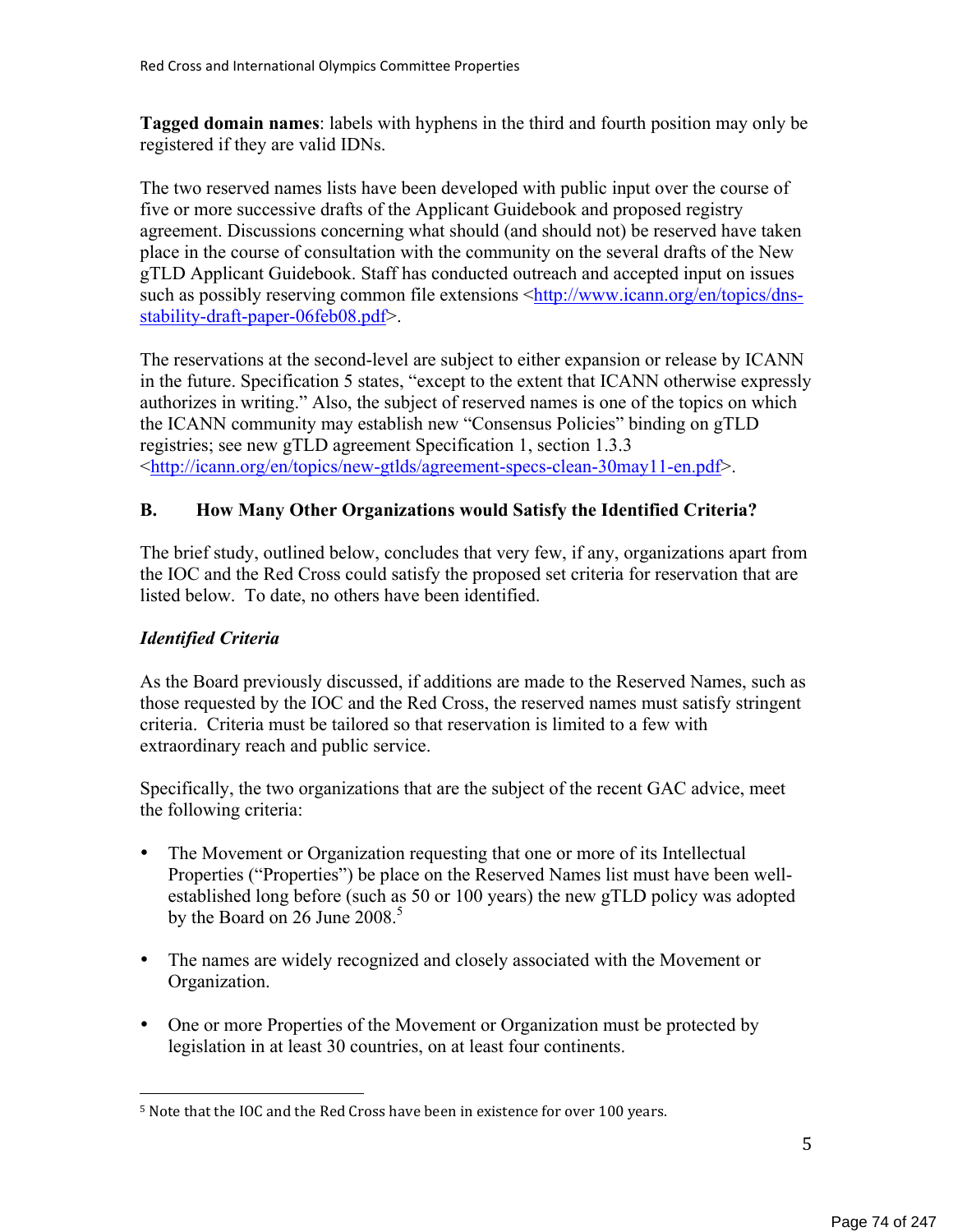**Tagged domain names**: labels with hyphens in the third and fourth position may only be registered if they are valid IDNs.

The two reserved names lists have been developed with public input over the course of five or more successive drafts of the Applicant Guidebook and proposed registry agreement. Discussions concerning what should (and should not) be reserved have taken place in the course of consultation with the community on the several drafts of the New gTLD Applicant Guidebook. Staff has conducted outreach and accepted input on issues such as possibly reserving common file extensions <http://www.icann.org/en/topics/dns-stability-draft-paper-06feb08.pdf>.

The reservations at the second-level are subject to either expansion or release by ICANN in the future. Specification 5 states, "except to the extent that ICANN otherwise expressly authorizes in writing." Also, the subject of reserved names is one of the topics on which the ICANN community may establish new "Consensus Policies" binding on gTLD registries; see new gTLD agreement Specification 1, section 1.3.3 <http://icann.org/en/topics/new-gtlds/agreement-specs-clean-30may11-en.pdf>.

## B. How Many Other Organizations would Satisfy the Identified Criteria?

The brief study, outlined below, concludes that very few, if any, organizations apart from the IOC and the Red Cross could satisfy the proposed set criteria for reservation that are listed below. To date, no others have been identified.

### *Identified Criteria*

As the Board previously discussed, if additions are made to the Reserved Names, such as those requested by the IOC and the Red Cross, the reserved names must satisfy stringent criteria. Criteria must be tailored so that reservation is limited to a few with extraordinary reach and public service.

Specifically, the two organizations that are the subject of the recent GAC advice, meet the following criteria:

- The Movement or Organization requesting that one or more of its Intellectual Properties ("Properties") be place on the Reserved Names list must have been well-established long before (such as 50 or 100 years) the new gTLD policy was adopted by the Board on 26 June 2008.[5]
- The names are widely recognized and closely associated with the Movement or Organization.
- One or more Properties of the Movement or Organization must be protected by legislation in at least 30 countries, on at least four continents.

---

[5] Note that the IOC and the Red Cross have been in existence for over 100 years.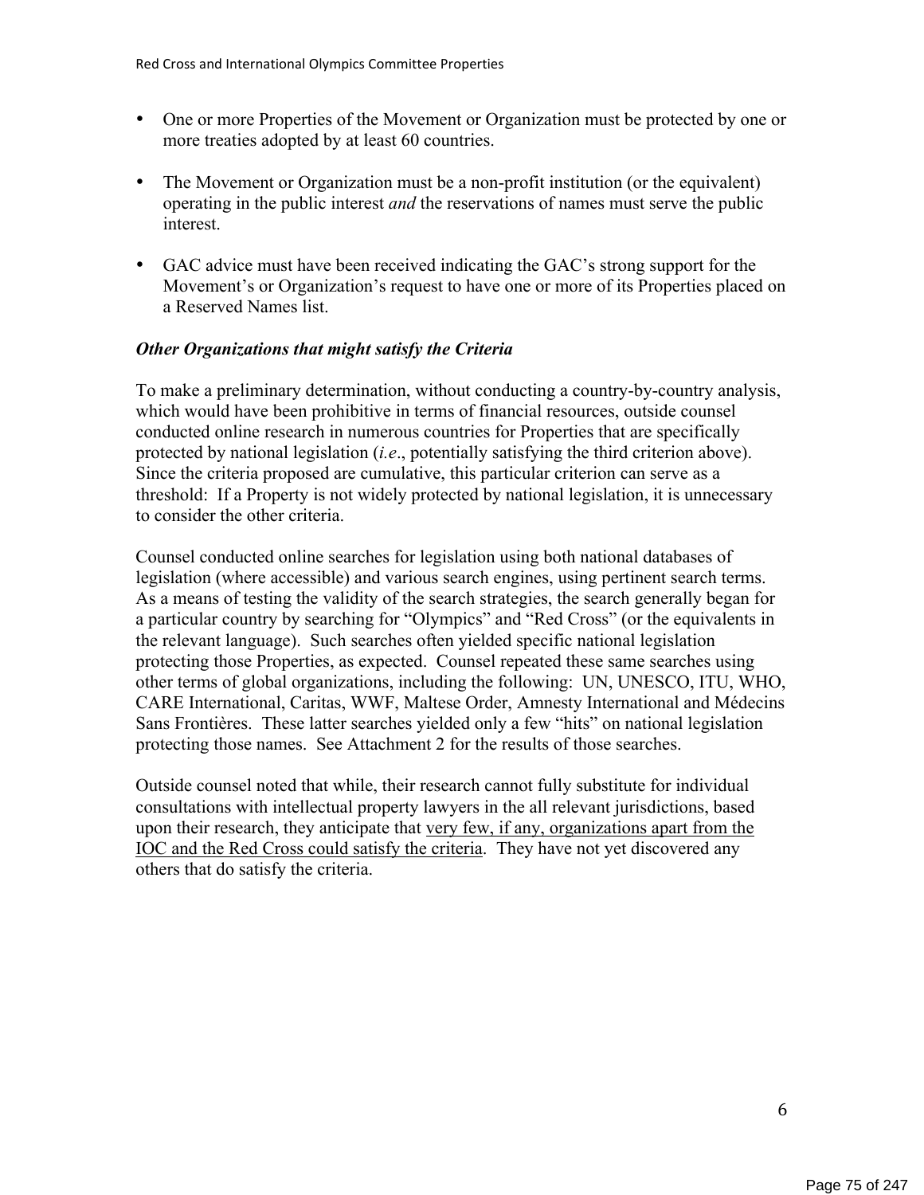- One or more Properties of the Movement or Organization must be protected by one or more treaties adopted by at least 60 countries.

- The Movement or Organization must be a non-profit institution (or the equivalent) operating in the public interest *and* the reservations of names must serve the public interest.

- GAC advice must have been received indicating the GAC's strong support for the Movement's or Organization's request to have one or more of its Properties placed on a Reserved Names list.

***Other Organizations that might satisfy the Criteria***

To make a preliminary determination, without conducting a country-by-country analysis, which would have been prohibitive in terms of financial resources, outside counsel conducted online research in numerous countries for Properties that are specifically protected by national legislation (*i.e*., potentially satisfying the third criterion above). Since the criteria proposed are cumulative, this particular criterion can serve as a threshold: If a Property is not widely protected by national legislation, it is unnecessary to consider the other criteria.

Counsel conducted online searches for legislation using both national databases of legislation (where accessible) and various search engines, using pertinent search terms. As a means of testing the validity of the search strategies, the search generally began for a particular country by searching for "Olympics" and "Red Cross" (or the equivalents in the relevant language). Such searches often yielded specific national legislation protecting those Properties, as expected. Counsel repeated these same searches using other terms of global organizations, including the following: UN, UNESCO, ITU, WHO, CARE International, Caritas, WWF, Maltese Order, Amnesty International and Médecins Sans Frontières. These latter searches yielded only a few "hits" on national legislation protecting those names. See Attachment 2 for the results of those searches.

Outside counsel noted that while, their research cannot fully substitute for individual consultations with intellectual property lawyers in the all relevant jurisdictions, based upon their research, they anticipate that <u>very few, if any, organizations apart from the IOC and the Red Cross could satisfy the criteria</u>. They have not yet discovered any others that do satisfy the criteria.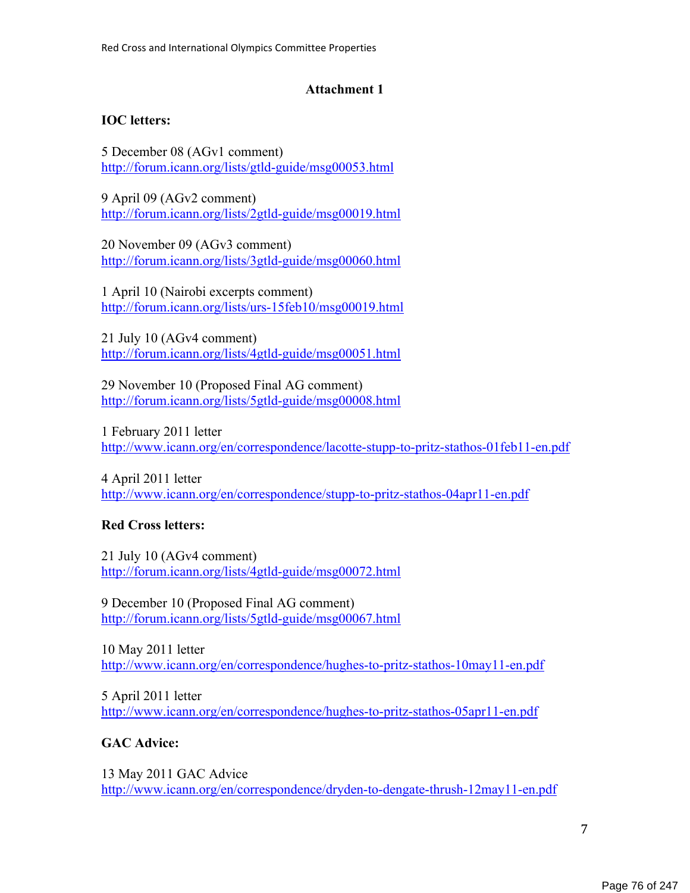## Attachment 1

**IOC letters:**

5 December 08 (AGv1 comment)
http://forum.icann.org/lists/gtld-guide/msg00053.html

9 April 09 (AGv2 comment)
http://forum.icann.org/lists/2gtld-guide/msg00019.html

20 November 09 (AGv3 comment)
http://forum.icann.org/lists/3gtld-guide/msg00060.html

1 April 10 (Nairobi excerpts comment)
http://forum.icann.org/lists/urs-15feb10/msg00019.html

21 July 10 (AGv4 comment)
http://forum.icann.org/lists/4gtld-guide/msg00051.html

29 November 10 (Proposed Final AG comment)
http://forum.icann.org/lists/5gtld-guide/msg00008.html

1 February 2011 letter
http://www.icann.org/en/correspondence/lacotte-stupp-to-pritz-stathos-01feb11-en.pdf

4 April 2011 letter
http://www.icann.org/en/correspondence/stupp-to-pritz-stathos-04apr11-en.pdf

**Red Cross letters:**

21 July 10 (AGv4 comment)
http://forum.icann.org/lists/4gtld-guide/msg00072.html

9 December 10 (Proposed Final AG comment)
http://forum.icann.org/lists/5gtld-guide/msg00067.html

10 May 2011 letter
http://www.icann.org/en/correspondence/hughes-to-pritz-stathos-10may11-en.pdf

5 April 2011 letter
http://www.icann.org/en/correspondence/hughes-to-pritz-stathos-05apr11-en.pdf

**GAC Advice:**

13 May 2011 GAC Advice
http://www.icann.org/en/correspondence/dryden-to-dengate-thrush-12may11-en.pdf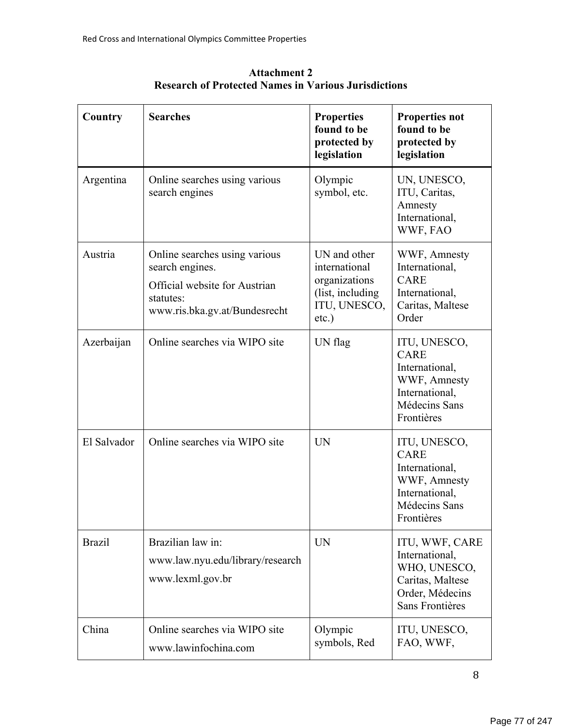**Attachment 2**
**Research of Protected Names in Various Jurisdictions**

| Country | Searches | Properties found to be protected by legislation | Properties not found to be protected by legislation |
|---|---|---|---|
| Argentina | Online searches using various search engines | Olympic symbol, etc. | UN, UNESCO, ITU, Caritas, Amnesty International, WWF, FAO |
| Austria | Online searches using various search engines.<br>Official website for Austrian statutes: www.ris.bka.gv.at/Bundesrecht | UN and other international organizations (list, including ITU, UNESCO, etc.) | WWF, Amnesty International, CARE International, Caritas, Maltese Order |
| Azerbaijan | Online searches via WIPO site | UN flag | ITU, UNESCO, CARE International, WWF, Amnesty International, Médecins Sans Frontières |
| El Salvador | Online searches via WIPO site | UN | ITU, UNESCO, CARE International, WWF, Amnesty International, Médecins Sans Frontières |
| Brazil | Brazilian law in:<br>www.law.nyu.edu/library/research<br>www.lexml.gov.br | UN | ITU, WWF, CARE International, WHO, UNESCO, Caritas, Maltese Order, Médecins Sans Frontières |
| China | Online searches via WIPO site<br>www.lawinfochina.com | Olympic symbols, Red | ITU, UNESCO, FAO, WWF, |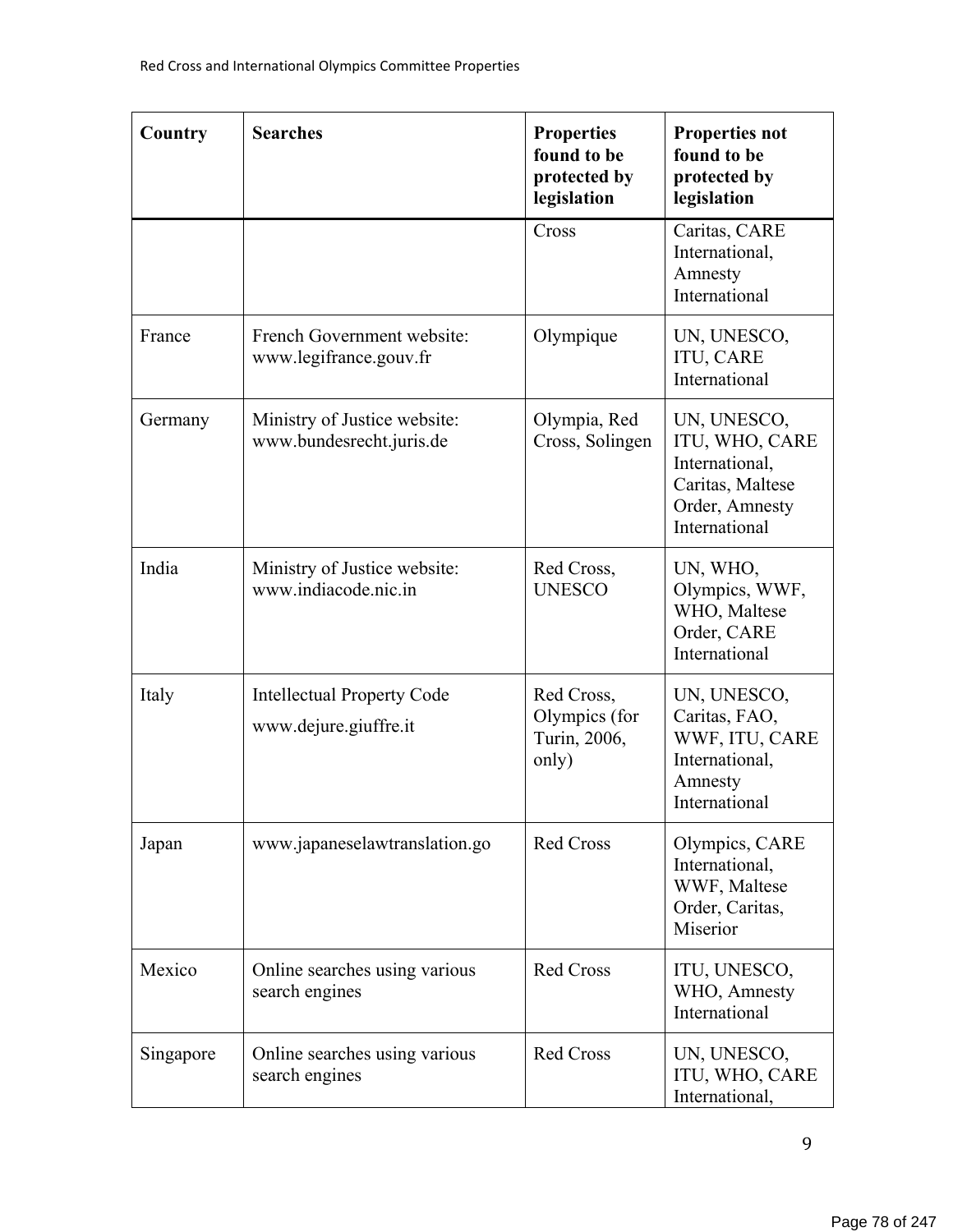| Country | Searches | Properties found to be protected by legislation | Properties not found to be protected by legislation |
|---|---|---|---|
| | | Cross | Caritas, CARE International, Amnesty International |
| France | French Government website: www.legifrance.gouv.fr | Olympique | UN, UNESCO, ITU, CARE International |
| Germany | Ministry of Justice website: www.bundesrecht.juris.de | Olympia, Red Cross, Solingen | UN, UNESCO, ITU, WHO, CARE International, Caritas, Maltese Order, Amnesty International |
| India | Ministry of Justice website: www.indiacode.nic.in | Red Cross, UNESCO | UN, WHO, Olympics, WWF, WHO, Maltese Order, CARE International |
| Italy | Intellectual Property Code www.dejure.giuffre.it | Red Cross, Olympics (for Turin, 2006, only) | UN, UNESCO, Caritas, FAO, WWF, ITU, CARE International, Amnesty International |
| Japan | www.japaneselawtranslation.go | Red Cross | Olympics, CARE International, WWF, Maltese Order, Caritas, Miserior |
| Mexico | Online searches using various search engines | Red Cross | ITU, UNESCO, WHO, Amnesty International |
| Singapore | Online searches using various search engines | Red Cross | UN, UNESCO, ITU, WHO, CARE International, |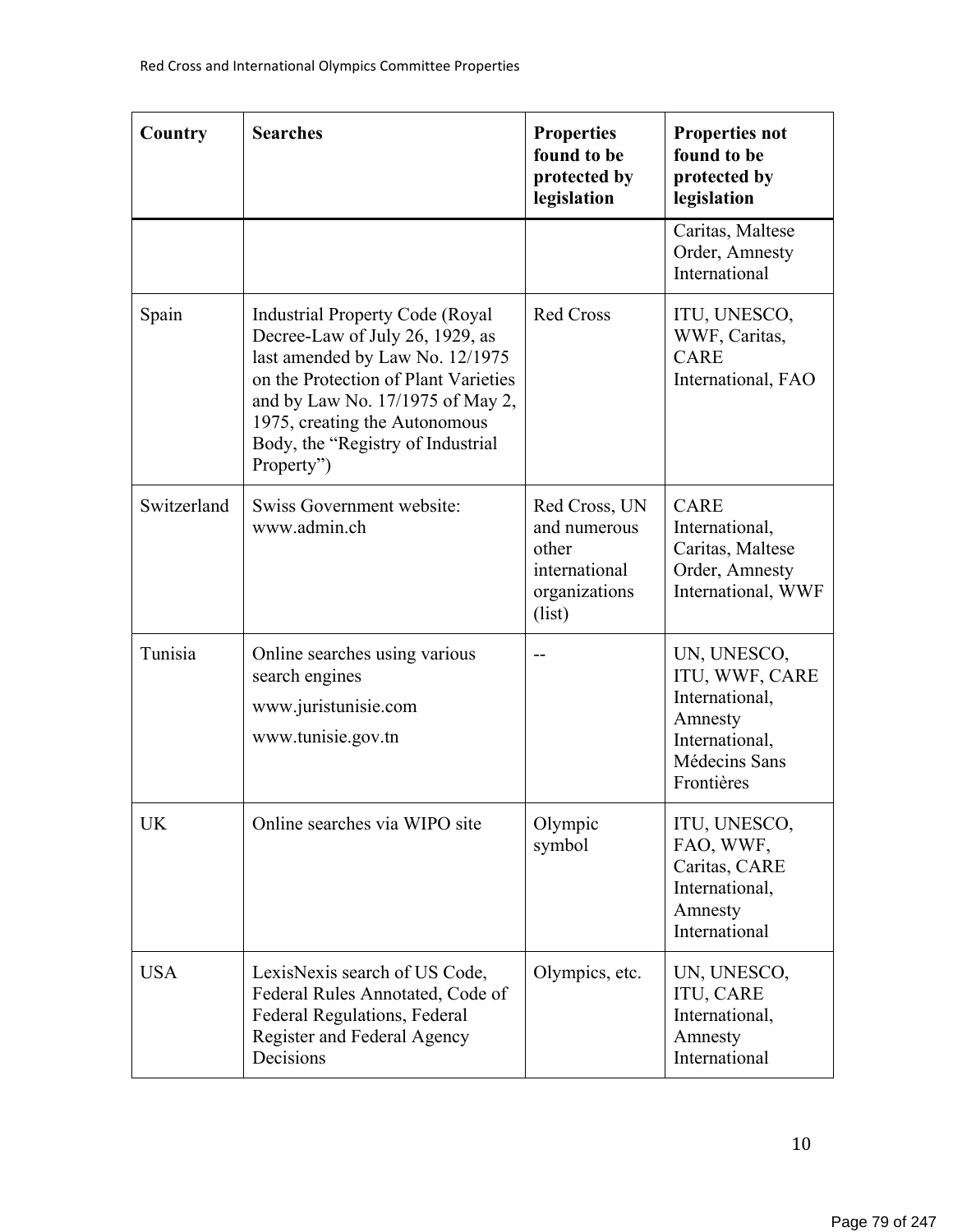| Country | Searches | Properties found to be protected by legislation | Properties not found to be protected by legislation |
|---|---|---|---|
| | | | Caritas, Maltese Order, Amnesty International |
| Spain | Industrial Property Code (Royal Decree-Law of July 26, 1929, as last amended by Law No. 12/1975 on the Protection of Plant Varieties and by Law No. 17/1975 of May 2, 1975, creating the Autonomous Body, the "Registry of Industrial Property") | Red Cross | ITU, UNESCO, WWF, Caritas, CARE International, FAO |
| Switzerland | Swiss Government website: www.admin.ch | Red Cross, UN and numerous other international organizations (list) | CARE International, Caritas, Maltese Order, Amnesty International, WWF |
| Tunisia | Online searches using various search engines<br>www.juristunisie.com<br>www.tunisie.gov.tn | -- | UN, UNESCO, ITU, WWF, CARE International, Amnesty International, Médecins Sans Frontières |
| UK | Online searches via WIPO site | Olympic symbol | ITU, UNESCO, FAO, WWF, Caritas, CARE International, Amnesty International |
| USA | LexisNexis search of US Code, Federal Rules Annotated, Code of Federal Regulations, Federal Register and Federal Agency Decisions | Olympics, etc. | UN, UNESCO, ITU, CARE International, Amnesty International |